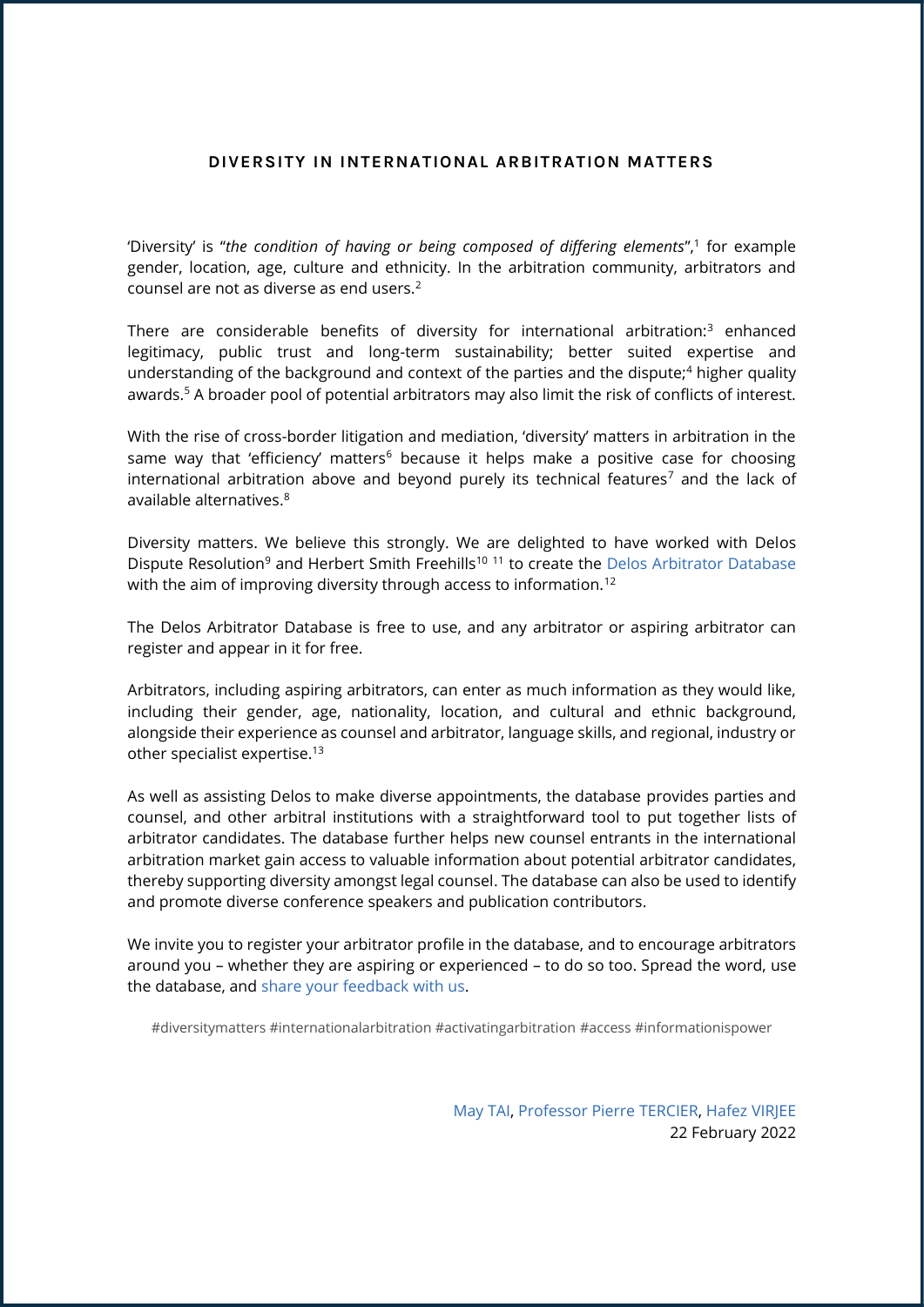# DIVERSITY IN INTERNATIONAL ARBITRATION MATTERS

'Diversity' is "*the condition of having or being composed of differing elements*",[1] for example gender, location, age, culture and ethnicity. In the arbitration community, arbitrators and counsel are not as diverse as end users.[2]

There are considerable benefits of diversity for international arbitration:[3] enhanced legitimacy, public trust and long-term sustainability; better suited expertise and understanding of the background and context of the parties and the dispute;[4] higher quality awards.[5] A broader pool of potential arbitrators may also limit the risk of conflicts of interest.

With the rise of cross-border litigation and mediation, 'diversity' matters in arbitration in the same way that 'efficiency' matters[6] because it helps make a positive case for choosing international arbitration above and beyond purely its technical features[7] and the lack of available alternatives.[8]

Diversity matters. We believe this strongly. We are delighted to have worked with Delos Dispute Resolution[9] and Herbert Smith Freehills[10] [11] to create the Delos Arbitrator Database with the aim of improving diversity through access to information.[12]

The Delos Arbitrator Database is free to use, and any arbitrator or aspiring arbitrator can register and appear in it for free.

Arbitrators, including aspiring arbitrators, can enter as much information as they would like, including their gender, age, nationality, location, and cultural and ethnic background, alongside their experience as counsel and arbitrator, language skills, and regional, industry or other specialist expertise.[13]

As well as assisting Delos to make diverse appointments, the database provides parties and counsel, and other arbitral institutions with a straightforward tool to put together lists of arbitrator candidates. The database further helps new counsel entrants in the international arbitration market gain access to valuable information about potential arbitrator candidates, thereby supporting diversity amongst legal counsel. The database can also be used to identify and promote diverse conference speakers and publication contributors.

We invite you to register your arbitrator profile in the database, and to encourage arbitrators around you – whether they are aspiring or experienced – to do so too. Spread the word, use the database, and share your feedback with us.

#diversitymatters #internationalarbitration #activatingarbitration #access #informationispower

May TAI, Professor Pierre TERCIER, Hafez VIRJEE
22 February 2022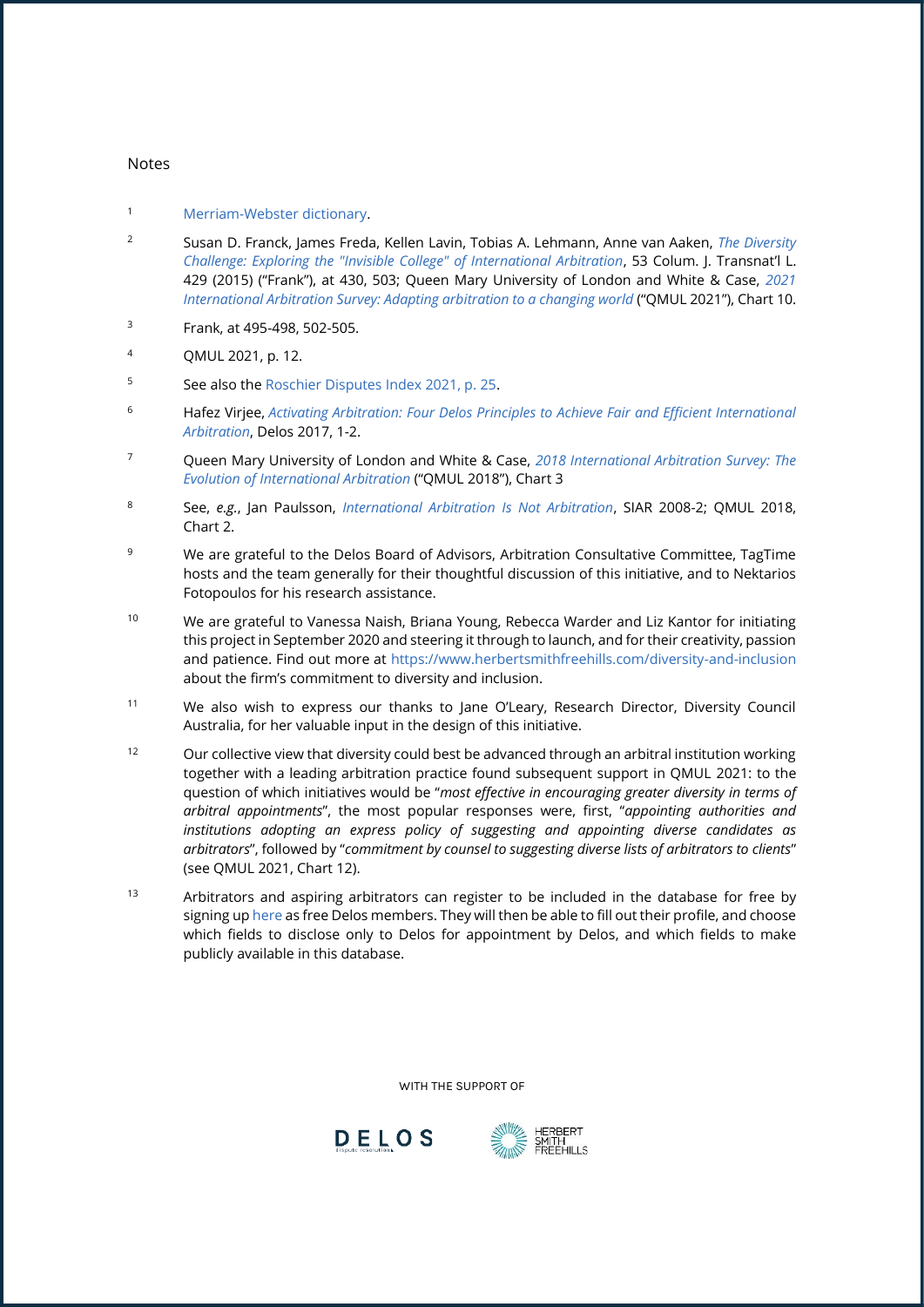Notes

1. Merriam-Webster dictionary.

2. Susan D. Franck, James Freda, Kellen Lavin, Tobias A. Lehmann, Anne van Aaken, *The Diversity Challenge: Exploring the "Invisible College" of International Arbitration*, 53 Colum. J. Transnat'l L. 429 (2015) ("Frank"), at 430, 503; Queen Mary University of London and White & Case, *2021 International Arbitration Survey: Adapting arbitration to a changing world* ("QMUL 2021"), Chart 10.

3. Frank, at 495-498, 502-505.

4. QMUL 2021, p. 12.

5. See also the Roschier Disputes Index 2021, p. 25.

6. Hafez Virjee, *Activating Arbitration: Four Delos Principles to Achieve Fair and Efficient International Arbitration*, Delos 2017, 1-2.

7. Queen Mary University of London and White & Case, *2018 International Arbitration Survey: The Evolution of International Arbitration* ("QMUL 2018"), Chart 3

8. See, *e.g.*, Jan Paulsson, *International Arbitration Is Not Arbitration*, SIAR 2008-2; QMUL 2018, Chart 2.

9. We are grateful to the Delos Board of Advisors, Arbitration Consultative Committee, TagTime hosts and the team generally for their thoughtful discussion of this initiative, and to Nektarios Fotopoulos for his research assistance.

10. We are grateful to Vanessa Naish, Briana Young, Rebecca Warder and Liz Kantor for initiating this project in September 2020 and steering it through to launch, and for their creativity, passion and patience. Find out more at https://www.herbertsmithfreehills.com/diversity-and-inclusion about the firm's commitment to diversity and inclusion.

11. We also wish to express our thanks to Jane O'Leary, Research Director, Diversity Council Australia, for her valuable input in the design of this initiative.

12. Our collective view that diversity could best be advanced through an arbitral institution working together with a leading arbitration practice found subsequent support in QMUL 2021: to the question of which initiatives would be "*most effective in encouraging greater diversity in terms of arbitral appointments*", the most popular responses were, first, "*appointing authorities and institutions adopting an express policy of suggesting and appointing diverse candidates as arbitrators*", followed by "*commitment by counsel to suggesting diverse lists of arbitrators to clients*" (see QMUL 2021, Chart 12).

13. Arbitrators and aspiring arbitrators can register to be included in the database for free by signing up here as free Delos members. They will then be able to fill out their profile, and choose which fields to disclose only to Delos for appointment by Delos, and which fields to make publicly available in this database.

WITH THE SUPPORT OF

DELOS dispute resolution

HERBERT SMITH FREEHILLS